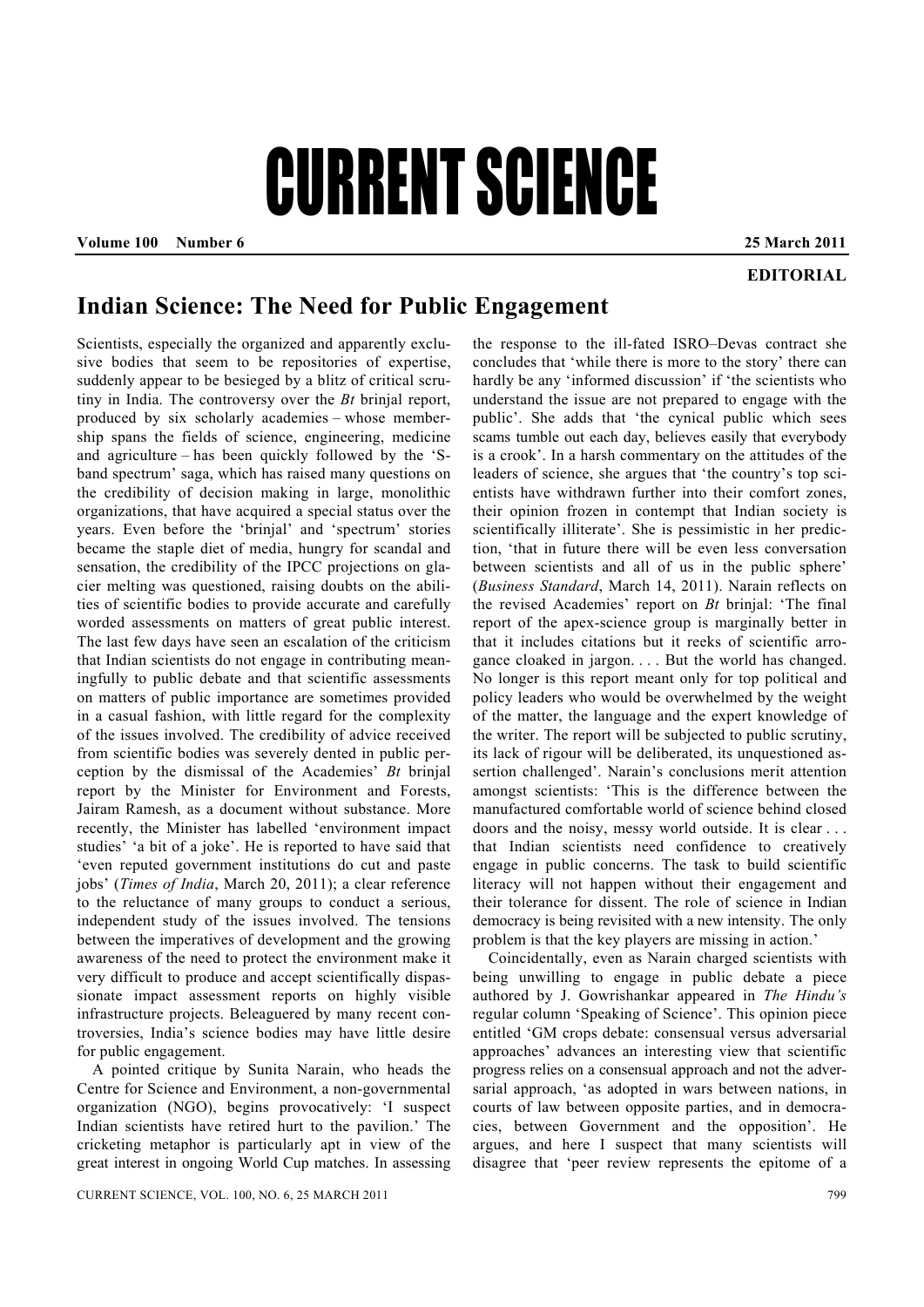# CURRENT SCIENCE

**EDITORIAL**

## Indian Science: The Need for Public Engagement

Scientists, especially the organized and apparently exclusive bodies that seem to be repositories of expertise, suddenly appear to be besieged by a blitz of critical scrutiny in India. The controversy over the *Bt* brinjal report, produced by six scholarly academies – whose membership spans the fields of science, engineering, medicine and agriculture – has been quickly followed by the 'S-band spectrum' saga, which has raised many questions on the credibility of decision making in large, monolithic organizations, that have acquired a special status over the years. Even before the 'brinjal' and 'spectrum' stories became the staple diet of media, hungry for scandal and sensation, the credibility of the IPCC projections on glacier melting was questioned, raising doubts on the abilities of scientific bodies to provide accurate and carefully worded assessments on matters of great public interest. The last few days have seen an escalation of the criticism that Indian scientists do not engage in contributing meaningfully to public debate and that scientific assessments on matters of public importance are sometimes provided in a casual fashion, with little regard for the complexity of the issues involved. The credibility of advice received from scientific bodies was severely dented in public perception by the dismissal of the Academies' *Bt* brinjal report by the Minister for Environment and Forests, Jairam Ramesh, as a document without substance. More recently, the Minister has labelled 'environment impact studies' 'a bit of a joke'. He is reported to have said that 'even reputed government institutions do cut and paste jobs' (*Times of India*, March 20, 2011); a clear reference to the reluctance of many groups to conduct a serious, independent study of the issues involved. The tensions between the imperatives of development and the growing awareness of the need to protect the environment make it very difficult to produce and accept scientifically dispassionate impact assessment reports on highly visible infrastructure projects. Beleaguered by many recent controversies, India's science bodies may have little desire for public engagement.

A pointed critique by Sunita Narain, who heads the Centre for Science and Environment, a non-governmental organization (NGO), begins provocatively: 'I suspect Indian scientists have retired hurt to the pavilion.' The cricketing metaphor is particularly apt in view of the great interest in ongoing World Cup matches. In assessing the response to the ill-fated ISRO–Devas contract she concludes that 'while there is more to the story' there can hardly be any 'informed discussion' if 'the scientists who understand the issue are not prepared to engage with the public'. She adds that 'the cynical public which sees scams tumble out each day, believes easily that everybody is a crook'. In a harsh commentary on the attitudes of the leaders of science, she argues that 'the country's top scientists have withdrawn further into their comfort zones, their opinion frozen in contempt that Indian society is scientifically illiterate'. She is pessimistic in her prediction, 'that in future there will be even less conversation between scientists and all of us in the public sphere' (*Business Standard*, March 14, 2011). Narain reflects on the revised Academies' report on *Bt* brinjal: 'The final report of the apex-science group is marginally better in that it includes citations but it reeks of scientific arrogance cloaked in jargon. . . . But the world has changed. No longer is this report meant only for top political and policy leaders who would be overwhelmed by the weight of the matter, the language and the expert knowledge of the writer. The report will be subjected to public scrutiny, its lack of rigour will be deliberated, its unquestioned assertion challenged'. Narain's conclusions merit attention amongst scientists: 'This is the difference between the manufactured comfortable world of science behind closed doors and the noisy, messy world outside. It is clear . . . that Indian scientists need confidence to creatively engage in public concerns. The task to build scientific literacy will not happen without their engagement and their tolerance for dissent. The role of science in Indian democracy is being revisited with a new intensity. The only problem is that the key players are missing in action.'

Coincidentally, even as Narain charged scientists with being unwilling to engage in public debate a piece authored by J. Gowrishankar appeared in *The Hindu's* regular column 'Speaking of Science'. This opinion piece entitled 'GM crops debate: consensual versus adversarial approaches' advances an interesting view that scientific progress relies on a consensual approach and not the adversarial approach, 'as adopted in wars between nations, in courts of law between opposite parties, and in democracies, between Government and the opposition'. He argues, and here I suspect that many scientists will disagree that 'peer review represents the epitome of a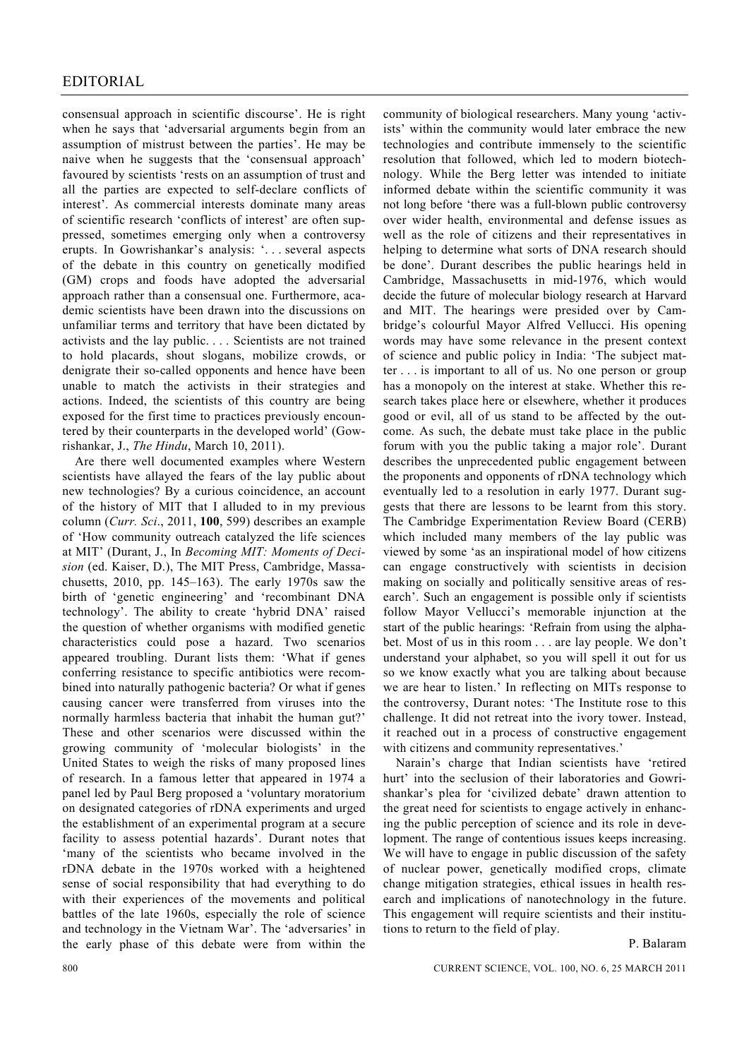consensual approach in scientific discourse'. He is right when he says that 'adversarial arguments begin from an assumption of mistrust between the parties'. He may be naive when he suggests that the 'consensual approach' favoured by scientists 'rests on an assumption of trust and all the parties are expected to self-declare conflicts of interest'. As commercial interests dominate many areas of scientific research 'conflicts of interest' are often suppressed, sometimes emerging only when a controversy erupts. In Gowrishankar's analysis: '. . . several aspects of the debate in this country on genetically modified (GM) crops and foods have adopted the adversarial approach rather than a consensual one. Furthermore, academic scientists have been drawn into the discussions on unfamiliar terms and territory that have been dictated by activists and the lay public. . . . Scientists are not trained to hold placards, shout slogans, mobilize crowds, or denigrate their so-called opponents and hence have been unable to match the activists in their strategies and actions. Indeed, the scientists of this country are being exposed for the first time to practices previously encountered by their counterparts in the developed world' (Gowrishankar, J., *The Hindu*, March 10, 2011).

Are there well documented examples where Western scientists have allayed the fears of the lay public about new technologies? By a curious coincidence, an account of the history of MIT that I alluded to in my previous column (*Curr. Sci*., 2011, **100**, 599) describes an example of 'How community outreach catalyzed the life sciences at MIT' (Durant, J., In *Becoming MIT: Moments of Decision* (ed. Kaiser, D.), The MIT Press, Cambridge, Massachusetts, 2010, pp. 145–163). The early 1970s saw the birth of 'genetic engineering' and 'recombinant DNA technology'. The ability to create 'hybrid DNA' raised the question of whether organisms with modified genetic characteristics could pose a hazard. Two scenarios appeared troubling. Durant lists them: 'What if genes conferring resistance to specific antibiotics were recombined into naturally pathogenic bacteria? Or what if genes causing cancer were transferred from viruses into the normally harmless bacteria that inhabit the human gut?' These and other scenarios were discussed within the growing community of 'molecular biologists' in the United States to weigh the risks of many proposed lines of research. In a famous letter that appeared in 1974 a panel led by Paul Berg proposed a 'voluntary moratorium on designated categories of rDNA experiments and urged the establishment of an experimental program at a secure facility to assess potential hazards'. Durant notes that 'many of the scientists who became involved in the rDNA debate in the 1970s worked with a heightened sense of social responsibility that had everything to do with their experiences of the movements and political battles of the late 1960s, especially the role of science and technology in the Vietnam War'. The 'adversaries' in the early phase of this debate were from within the community of biological researchers. Many young 'activists' within the community would later embrace the new technologies and contribute immensely to the scientific resolution that followed, which led to modern biotechnology. While the Berg letter was intended to initiate informed debate within the scientific community it was not long before 'there was a full-blown public controversy over wider health, environmental and defense issues as well as the role of citizens and their representatives in helping to determine what sorts of DNA research should be done'. Durant describes the public hearings held in Cambridge, Massachusetts in mid-1976, which would decide the future of molecular biology research at Harvard and MIT. The hearings were presided over by Cambridge's colourful Mayor Alfred Vellucci. His opening words may have some relevance in the present context of science and public policy in India: 'The subject matter . . . is important to all of us. No one person or group has a monopoly on the interest at stake. Whether this research takes place here or elsewhere, whether it produces good or evil, all of us stand to be affected by the outcome. As such, the debate must take place in the public forum with you the public taking a major role'. Durant describes the unprecedented public engagement between the proponents and opponents of rDNA technology which eventually led to a resolution in early 1977. Durant suggests that there are lessons to be learnt from this story. The Cambridge Experimentation Review Board (CERB) which included many members of the lay public was viewed by some 'as an inspirational model of how citizens can engage constructively with scientists in decision making on socially and politically sensitive areas of research'. Such an engagement is possible only if scientists follow Mayor Vellucci's memorable injunction at the start of the public hearings: 'Refrain from using the alphabet. Most of us in this room . . . are lay people. We don't understand your alphabet, so you will spell it out for us so we know exactly what you are talking about because we are hear to listen.' In reflecting on MITs response to the controversy, Durant notes: 'The Institute rose to this challenge. It did not retreat into the ivory tower. Instead, it reached out in a process of constructive engagement with citizens and community representatives.'

Narain's charge that Indian scientists have 'retired hurt' into the seclusion of their laboratories and Gowrishankar's plea for 'civilized debate' drawn attention to the great need for scientists to engage actively in enhancing the public perception of science and its role in development. The range of contentious issues keeps increasing. We will have to engage in public discussion of the safety of nuclear power, genetically modified crops, climate change mitigation strategies, ethical issues in health research and implications of nanotechnology in the future. This engagement will require scientists and their institutions to return to the field of play.

P. Balaram